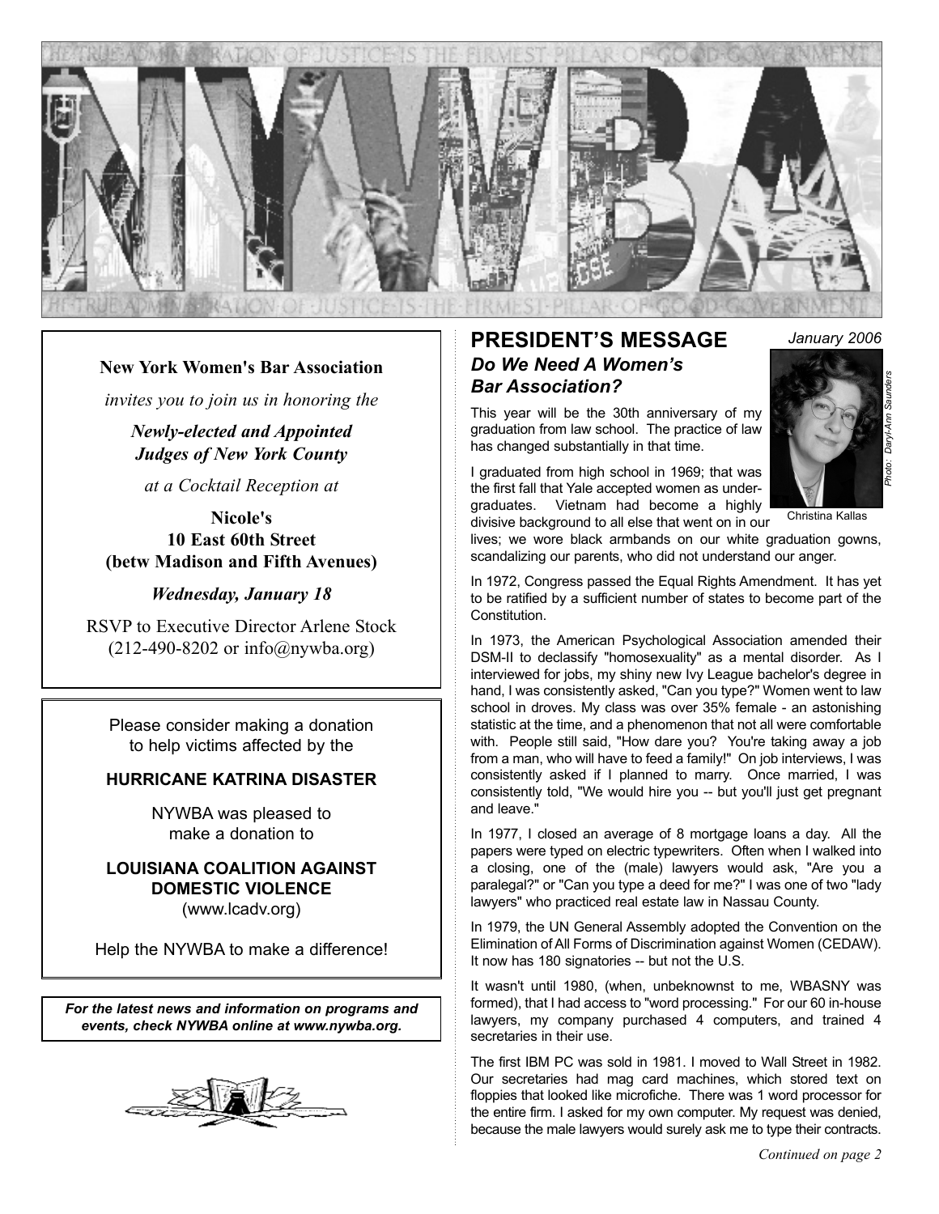# NYWBA

THE TRUE ADMINISTRATION OF JUSTICE IS THE FIRMEST PILLAR OF GOOD GOVERNMENT

**New York Women's Bar Association**

*invites you to join us in honoring the*

***Newly-elected and Appointed Judges of New York County***

*at a Cocktail Reception at*

**Nicole's**
**10 East 60th Street**
**(betw Madison and Fifth Avenues)**

***Wednesday, January 18***

RSVP to Executive Director Arlene Stock (212-490-8202 or info@nywba.org)

---

Please consider making a donation to help victims affected by the

**HURRICANE KATRINA DISASTER**

NYWBA was pleased to make a donation to

**LOUISIANA COALITION AGAINST DOMESTIC VIOLENCE**
(www.lcadv.org)

Help the NYWBA to make a difference!

---

***For the latest news and information on programs and events, check NYWBA online at www.nywba.org.***

---

## PRESIDENT'S MESSAGE

*January 2006*

### *Do We Need A Women's Bar Association?*

Christina Kallas

*Photo: Daryl-Ann Saunders*

This year will be the 30th anniversary of my graduation from law school. The practice of law has changed substantially in that time.

I graduated from high school in 1969; that was the first fall that Yale accepted women as undergraduates. Vietnam had become a highly divisive background to all else that went on in our lives; we wore black armbands on our white graduation gowns, scandalizing our parents, who did not understand our anger.

In 1972, Congress passed the Equal Rights Amendment. It has yet to be ratified by a sufficient number of states to become part of the Constitution.

In 1973, the American Psychological Association amended their DSM-II to declassify "homosexuality" as a mental disorder. As I interviewed for jobs, my shiny new Ivy League bachelor's degree in hand, I was consistently asked, "Can you type?" Women went to law school in droves. My class was over 35% female - an astonishing statistic at the time, and a phenomenon that not all were comfortable with. People still said, "How dare you? You're taking away a job from a man, who will have to feed a family!" On job interviews, I was consistently asked if I planned to marry. Once married, I was consistently told, "We would hire you -- but you'll just get pregnant and leave."

In 1977, I closed an average of 8 mortgage loans a day. All the papers were typed on electric typewriters. Often when I walked into a closing, one of the (male) lawyers would ask, "Are you a paralegal?" or "Can you type a deed for me?" I was one of two "lady lawyers" who practiced real estate law in Nassau County.

In 1979, the UN General Assembly adopted the Convention on the Elimination of All Forms of Discrimination against Women (CEDAW). It now has 180 signatories -- but not the U.S.

It wasn't until 1980, (when, unbeknownst to me, WBASNY was formed), that I had access to "word processing." For our 60 in-house lawyers, my company purchased 4 computers, and trained 4 secretaries in their use.

The first IBM PC was sold in 1981. I moved to Wall Street in 1982. Our secretaries had mag card machines, which stored text on floppies that looked like microfiche. There was 1 word processor for the entire firm. I asked for my own computer. My request was denied, because the male lawyers would surely ask me to type their contracts.

*Continued on page 2*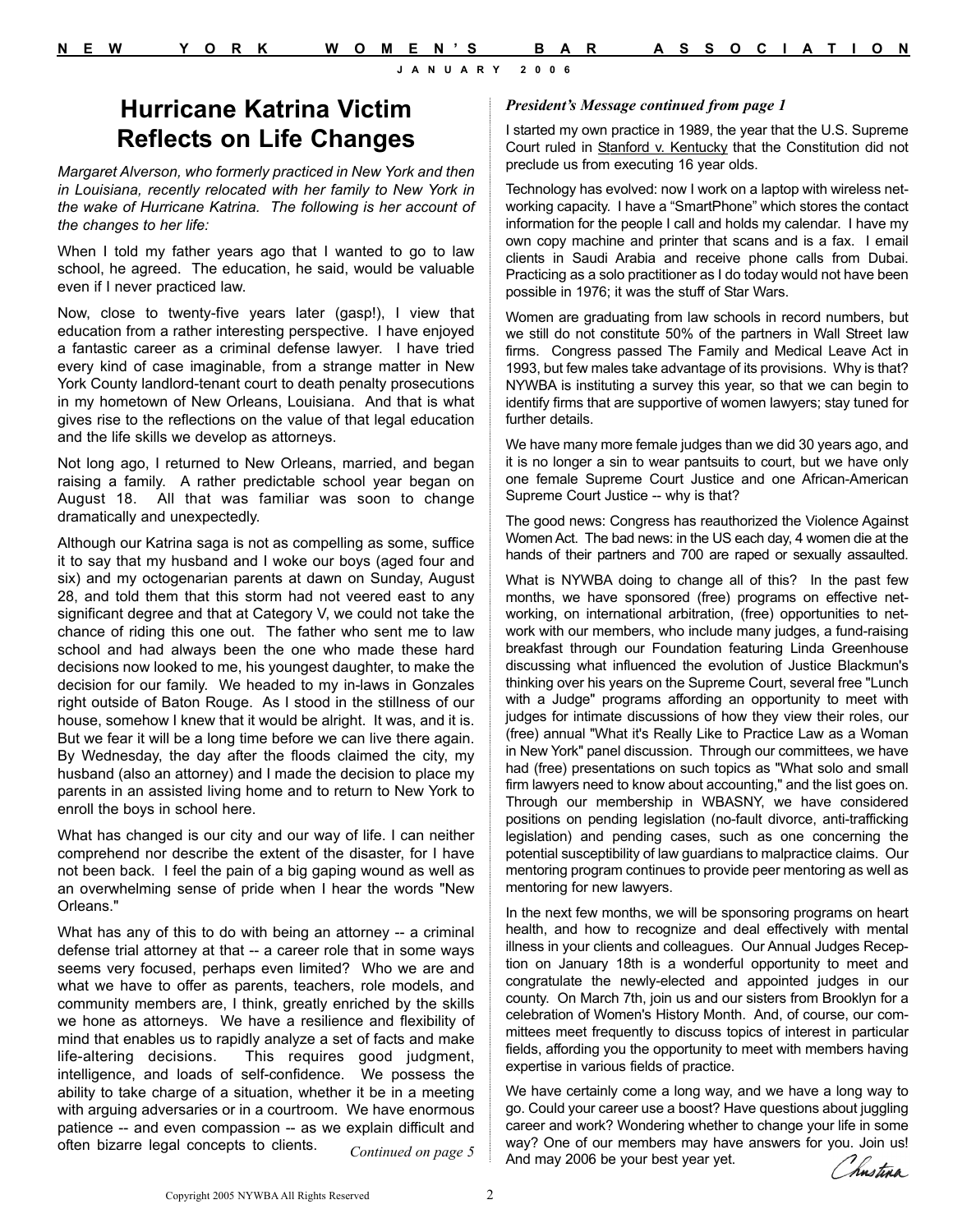# Hurricane Katrina Victim Reflects on Life Changes

*Margaret Alverson, who formerly practiced in New York and then in Louisiana, recently relocated with her family to New York in the wake of Hurricane Katrina. The following is her account of the changes to her life:*

When I told my father years ago that I wanted to go to law school, he agreed. The education, he said, would be valuable even if I never practiced law.

Now, close to twenty-five years later (gasp!), I view that education from a rather interesting perspective. I have enjoyed a fantastic career as a criminal defense lawyer. I have tried every kind of case imaginable, from a strange matter in New York County landlord-tenant court to death penalty prosecutions in my hometown of New Orleans, Louisiana. And that is what gives rise to the reflections on the value of that legal education and the life skills we develop as attorneys.

Not long ago, I returned to New Orleans, married, and began raising a family. A rather predictable school year began on August 18. All that was familiar was soon to change dramatically and unexpectedly.

Although our Katrina saga is not as compelling as some, suffice it to say that my husband and I woke our boys (aged four and six) and my octogenarian parents at dawn on Sunday, August 28, and told them that this storm had not veered east to any significant degree and that at Category V, we could not take the chance of riding this one out. The father who sent me to law school and had always been the one who made these hard decisions now looked to me, his youngest daughter, to make the decision for our family. We headed to my in-laws in Gonzales right outside of Baton Rouge. As I stood in the stillness of our house, somehow I knew that it would be alright. It was, and it is. But we fear it will be a long time before we can live there again. By Wednesday, the day after the floods claimed the city, my husband (also an attorney) and I made the decision to place my parents in an assisted living home and to return to New York to enroll the boys in school here.

What has changed is our city and our way of life. I can neither comprehend nor describe the extent of the disaster, for I have not been back. I feel the pain of a big gaping wound as well as an overwhelming sense of pride when I hear the words "New Orleans."

What has any of this to do with being an attorney -- a criminal defense trial attorney at that -- a career role that in some ways seems very focused, perhaps even limited? Who we are and what we have to offer as parents, teachers, role models, and community members are, I think, greatly enriched by the skills we hone as attorneys. We have a resilience and flexibility of mind that enables us to rapidly analyze a set of facts and make life-altering decisions. This requires good judgment, intelligence, and loads of self-confidence. We possess the ability to take charge of a situation, whether it be in a meeting with arguing adversaries or in a courtroom. We have enormous patience -- and even compassion -- as we explain difficult and often bizarre legal concepts to clients.

*Continued on page 5*

***President's Message continued from page 1***

I started my own practice in 1989, the year that the U.S. Supreme Court ruled in Stanford v. Kentucky that the Constitution did not preclude us from executing 16 year olds.

Technology has evolved: now I work on a laptop with wireless networking capacity. I have a "SmartPhone" which stores the contact information for the people I call and holds my calendar. I have my own copy machine and printer that scans and is a fax. I email clients in Saudi Arabia and receive phone calls from Dubai. Practicing as a solo practitioner as I do today would not have been possible in 1976; it was the stuff of Star Wars.

Women are graduating from law schools in record numbers, but we still do not constitute 50% of the partners in Wall Street law firms. Congress passed The Family and Medical Leave Act in 1993, but few males take advantage of its provisions. Why is that? NYWBA is instituting a survey this year, so that we can begin to identify firms that are supportive of women lawyers; stay tuned for further details.

We have many more female judges than we did 30 years ago, and it is no longer a sin to wear pantsuits to court, but we have only one female Supreme Court Justice and one African-American Supreme Court Justice -- why is that?

The good news: Congress has reauthorized the Violence Against Women Act. The bad news: in the US each day, 4 women die at the hands of their partners and 700 are raped or sexually assaulted.

What is NYWBA doing to change all of this? In the past few months, we have sponsored (free) programs on effective networking, on international arbitration, (free) opportunities to network with our members, who include many judges, a fund-raising breakfast through our Foundation featuring Linda Greenhouse discussing what influenced the evolution of Justice Blackmun's thinking over his years on the Supreme Court, several free "Lunch with a Judge" programs affording an opportunity to meet with judges for intimate discussions of how they view their roles, our (free) annual "What it's Really Like to Practice Law as a Woman in New York" panel discussion. Through our committees, we have had (free) presentations on such topics as "What solo and small firm lawyers need to know about accounting," and the list goes on. Through our membership in WBASNY, we have considered positions on pending legislation (no-fault divorce, anti-trafficking legislation) and pending cases, such as one concerning the potential susceptibility of law guardians to malpractice claims. Our mentoring program continues to provide peer mentoring as well as mentoring for new lawyers.

In the next few months, we will be sponsoring programs on heart health, and how to recognize and deal effectively with mental illness in your clients and colleagues. Our Annual Judges Reception on January 18th is a wonderful opportunity to meet and congratulate the newly-elected and appointed judges in our county. On March 7th, join us and our sisters from Brooklyn for a celebration of Women's History Month. And, of course, our committees meet frequently to discuss topics of interest in particular fields, affording you the opportunity to meet with members having expertise in various fields of practice.

We have certainly come a long way, and we have a long way to go. Could your career use a boost? Have questions about juggling career and work? Wondering whether to change your life in some way? One of our members may have answers for you. Join us! And may 2006 be your best year yet.

Christina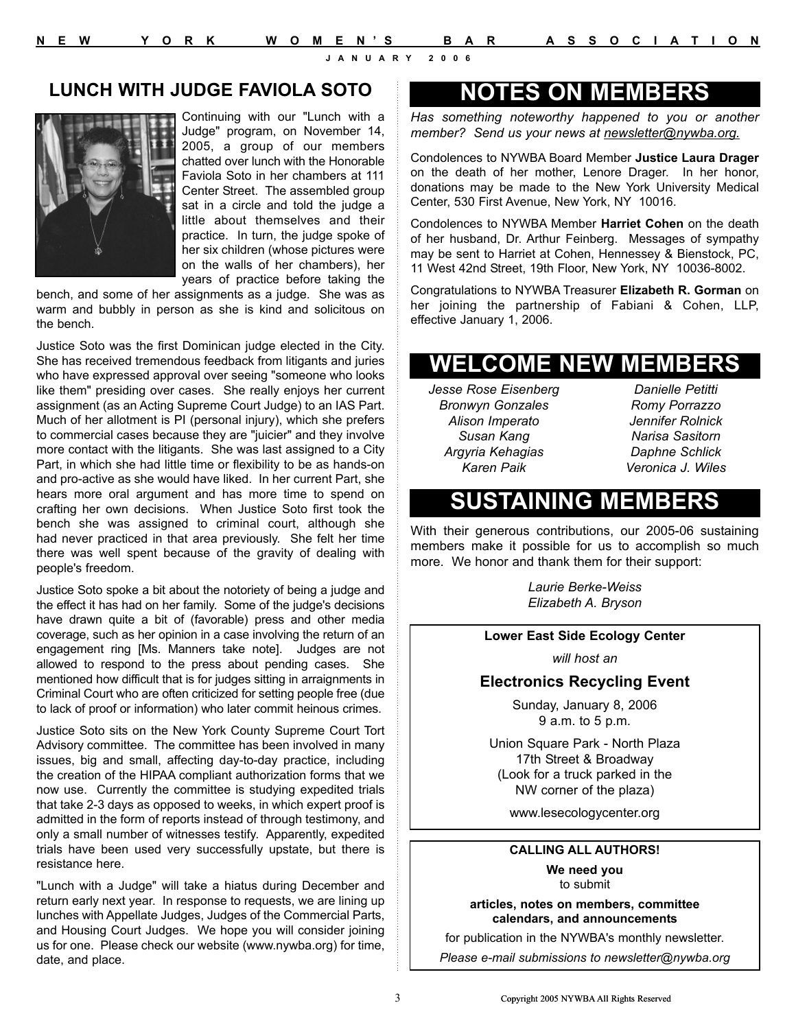## LUNCH WITH JUDGE FAVIOLA SOTO

Continuing with our "Lunch with a Judge" program, on November 14, 2005, a group of our members chatted over lunch with the Honorable Faviola Soto in her chambers at 111 Center Street. The assembled group sat in a circle and told the judge a little about themselves and their practice. In turn, the judge spoke of her six children (whose pictures were on the walls of her chambers), her years of practice before taking the bench, and some of her assignments as a judge. She was as warm and bubbly in person as she is kind and solicitous on the bench.

Justice Soto was the first Dominican judge elected in the City. She has received tremendous feedback from litigants and juries who have expressed approval over seeing "someone who looks like them" presiding over cases. She really enjoys her current assignment (as an Acting Supreme Court Judge) to an IAS Part. Much of her allotment is PI (personal injury), which she prefers to commercial cases because they are "juicier" and they involve more contact with the litigants. She was last assigned to a City Part, in which she had little time or flexibility to be as hands-on and pro-active as she would have liked. In her current Part, she hears more oral argument and has more time to spend on crafting her own decisions. When Justice Soto first took the bench she was assigned to criminal court, although she had never practiced in that area previously. She felt her time there was well spent because of the gravity of dealing with people's freedom.

Justice Soto spoke a bit about the notoriety of being a judge and the effect it has had on her family. Some of the judge's decisions have drawn quite a bit of (favorable) press and other media coverage, such as her opinion in a case involving the return of an engagement ring [Ms. Manners take note]. Judges are not allowed to respond to the press about pending cases. She mentioned how difficult that is for judges sitting in arraignments in Criminal Court who are often criticized for setting people free (due to lack of proof or information) who later commit heinous crimes.

Justice Soto sits on the New York County Supreme Court Tort Advisory committee. The committee has been involved in many issues, big and small, affecting day-to-day practice, including the creation of the HIPAA compliant authorization forms that we now use. Currently the committee is studying expedited trials that take 2-3 days as opposed to weeks, in which expert proof is admitted in the form of reports instead of through testimony, and only a small number of witnesses testify. Apparently, expedited trials have been used very successfully upstate, but there is resistance here.

"Lunch with a Judge" will take a hiatus during December and return early next year. In response to requests, we are lining up lunches with Appellate Judges, Judges of the Commercial Parts, and Housing Court Judges. We hope you will consider joining us for one. Please check our website (www.nywba.org) for time, date, and place.

# NOTES ON MEMBERS

*Has something noteworthy happened to you or another member? Send us your news at newsletter@nywba.org.*

Condolences to NYWBA Board Member **Justice Laura Drager** on the death of her mother, Lenore Drager. In her honor, donations may be made to the New York University Medical Center, 530 First Avenue, New York, NY 10016.

Condolences to NYWBA Member **Harriet Cohen** on the death of her husband, Dr. Arthur Feinberg. Messages of sympathy may be sent to Harriet at Cohen, Hennessey & Bienstock, PC, 11 West 42nd Street, 19th Floor, New York, NY 10036-8002.

Congratulations to NYWBA Treasurer **Elizabeth R. Gorman** on her joining the partnership of Fabiani & Cohen, LLP, effective January 1, 2006.

# WELCOME NEW MEMBERS

*Jesse Rose Eisenberg*
*Bronwyn Gonzales*
*Alison Imperato*
*Susan Kang*
*Argyria Kehagias*
*Karen Paik*
*Danielle Petitti*
*Romy Porrazzo*
*Jennifer Rolnick*
*Narisa Sasitorn*
*Daphne Schlick*
*Veronica J. Wiles*

# SUSTAINING MEMBERS

With their generous contributions, our 2005-06 sustaining members make it possible for us to accomplish so much more. We honor and thank them for their support:

*Laurie Berke-Weiss*
*Elizabeth A. Bryson*

---

**Lower East Side Ecology Center**

*will host an*

### Electronics Recycling Event

Sunday, January 8, 2006
9 a.m. to 5 p.m.

Union Square Park - North Plaza
17th Street & Broadway
(Look for a truck parked in the NW corner of the plaza)

www.lesecologycenter.org

---

**CALLING ALL AUTHORS!**

**We need you** to submit

**articles, notes on members, committee calendars, and announcements**

for publication in the NYWBA's monthly newsletter.

*Please e-mail submissions to newsletter@nywba.org*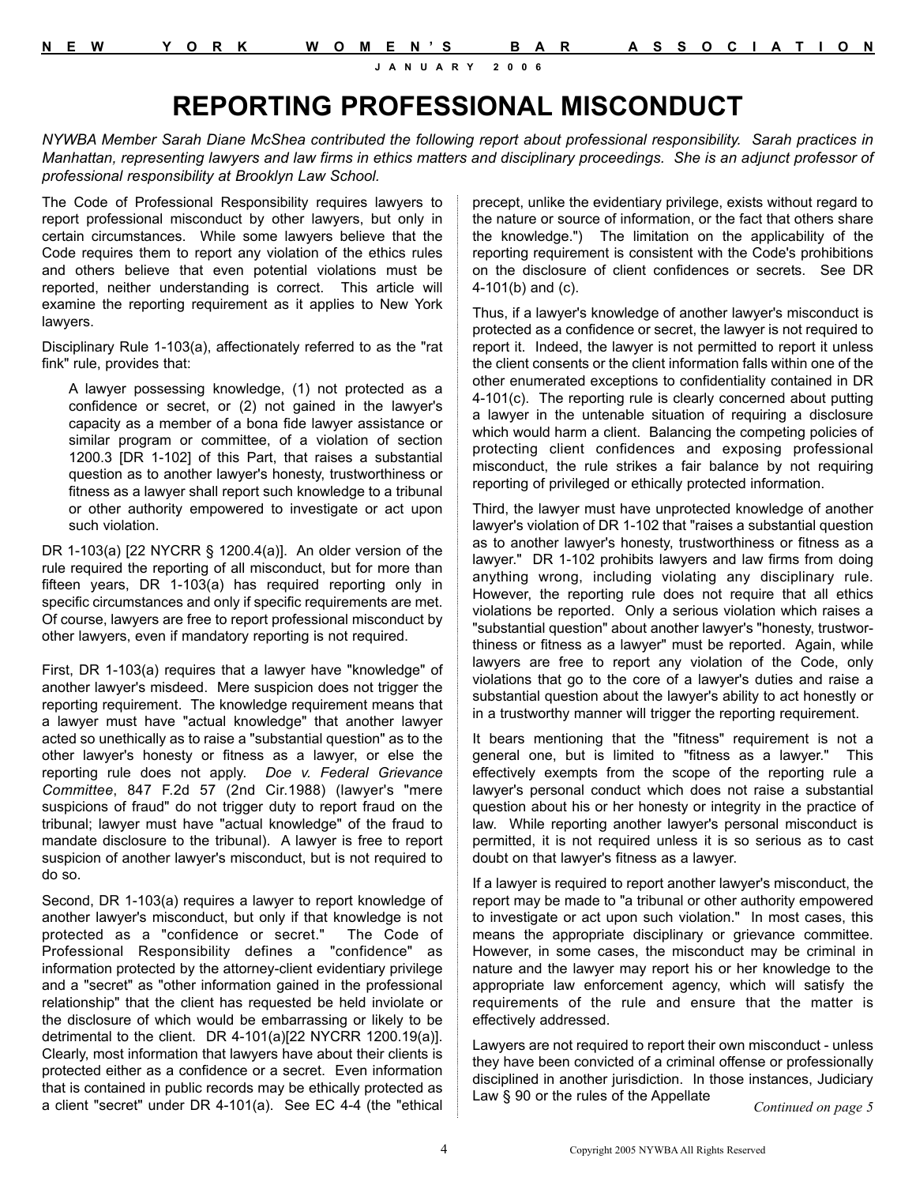# REPORTING PROFESSIONAL MISCONDUCT

*NYWBA Member Sarah Diane McShea contributed the following report about professional responsibility. Sarah practices in Manhattan, representing lawyers and law firms in ethics matters and disciplinary proceedings. She is an adjunct professor of professional responsibility at Brooklyn Law School.*

The Code of Professional Responsibility requires lawyers to report professional misconduct by other lawyers, but only in certain circumstances. While some lawyers believe that the Code requires them to report any violation of the ethics rules and others believe that even potential violations must be reported, neither understanding is correct. This article will examine the reporting requirement as it applies to New York lawyers.

Disciplinary Rule 1-103(a), affectionately referred to as the "rat fink" rule, provides that:

> A lawyer possessing knowledge, (1) not protected as a confidence or secret, or (2) not gained in the lawyer's capacity as a member of a bona fide lawyer assistance or similar program or committee, of a violation of section 1200.3 [DR 1-102] of this Part, that raises a substantial question as to another lawyer's honesty, trustworthiness or fitness as a lawyer shall report such knowledge to a tribunal or other authority empowered to investigate or act upon such violation.

DR 1-103(a) [22 NYCRR § 1200.4(a)]. An older version of the rule required the reporting of all misconduct, but for more than fifteen years, DR 1-103(a) has required reporting only in specific circumstances and only if specific requirements are met. Of course, lawyers are free to report professional misconduct by other lawyers, even if mandatory reporting is not required.

First, DR 1-103(a) requires that a lawyer have "knowledge" of another lawyer's misdeed. Mere suspicion does not trigger the reporting requirement. The knowledge requirement means that a lawyer must have "actual knowledge" that another lawyer acted so unethically as to raise a "substantial question" as to the other lawyer's honesty or fitness as a lawyer, or else the reporting rule does not apply. *Doe v. Federal Grievance Committee*, 847 F.2d 57 (2nd Cir.1988) (lawyer's "mere suspicions of fraud" do not trigger duty to report fraud on the tribunal; lawyer must have "actual knowledge" of the fraud to mandate disclosure to the tribunal). A lawyer is free to report suspicion of another lawyer's misconduct, but is not required to do so.

Second, DR 1-103(a) requires a lawyer to report knowledge of another lawyer's misconduct, but only if that knowledge is not protected as a "confidence or secret." The Code of Professional Responsibility defines a "confidence" as information protected by the attorney-client evidentiary privilege and a "secret" as "other information gained in the professional relationship" that the client has requested be held inviolate or the disclosure of which would be embarrassing or likely to be detrimental to the client. DR 4-101(a)[22 NYCRR 1200.19(a)]. Clearly, most information that lawyers have about their clients is protected either as a confidence or a secret. Even information that is contained in public records may be ethically protected as a client "secret" under DR 4-101(a). See EC 4-4 (the "ethical precept, unlike the evidentiary privilege, exists without regard to the nature or source of information, or the fact that others share the knowledge.") The limitation on the applicability of the reporting requirement is consistent with the Code's prohibitions on the disclosure of client confidences or secrets. See DR 4-101(b) and (c).

Thus, if a lawyer's knowledge of another lawyer's misconduct is protected as a confidence or secret, the lawyer is not required to report it. Indeed, the lawyer is not permitted to report it unless the client consents or the client information falls within one of the other enumerated exceptions to confidentiality contained in DR 4-101(c). The reporting rule is clearly concerned about putting a lawyer in the untenable situation of requiring a disclosure which would harm a client. Balancing the competing policies of protecting client confidences and exposing professional misconduct, the rule strikes a fair balance by not requiring reporting of privileged or ethically protected information.

Third, the lawyer must have unprotected knowledge of another lawyer's violation of DR 1-102 that "raises a substantial question as to another lawyer's honesty, trustworthiness or fitness as a lawyer." DR 1-102 prohibits lawyers and law firms from doing anything wrong, including violating any disciplinary rule. However, the reporting rule does not require that all ethics violations be reported. Only a serious violation which raises a "substantial question" about another lawyer's "honesty, trustworthiness or fitness as a lawyer" must be reported. Again, while lawyers are free to report any violation of the Code, only violations that go to the core of a lawyer's duties and raise a substantial question about the lawyer's ability to act honestly or in a trustworthy manner will trigger the reporting requirement.

It bears mentioning that the "fitness" requirement is not a general one, but is limited to "fitness as a lawyer." This effectively exempts from the scope of the reporting rule a lawyer's personal conduct which does not raise a substantial question about his or her honesty or integrity in the practice of law. While reporting another lawyer's personal misconduct is permitted, it is not required unless it is so serious as to cast doubt on that lawyer's fitness as a lawyer.

If a lawyer is required to report another lawyer's misconduct, the report may be made to "a tribunal or other authority empowered to investigate or act upon such violation." In most cases, this means the appropriate disciplinary or grievance committee. However, in some cases, the misconduct may be criminal in nature and the lawyer may report his or her knowledge to the appropriate law enforcement agency, which will satisfy the requirements of the rule and ensure that the matter is effectively addressed.

Lawyers are not required to report their own misconduct - unless they have been convicted of a criminal offense or professionally disciplined in another jurisdiction. In those instances, Judiciary Law § 90 or the rules of the Appellate

*Continued on page 5*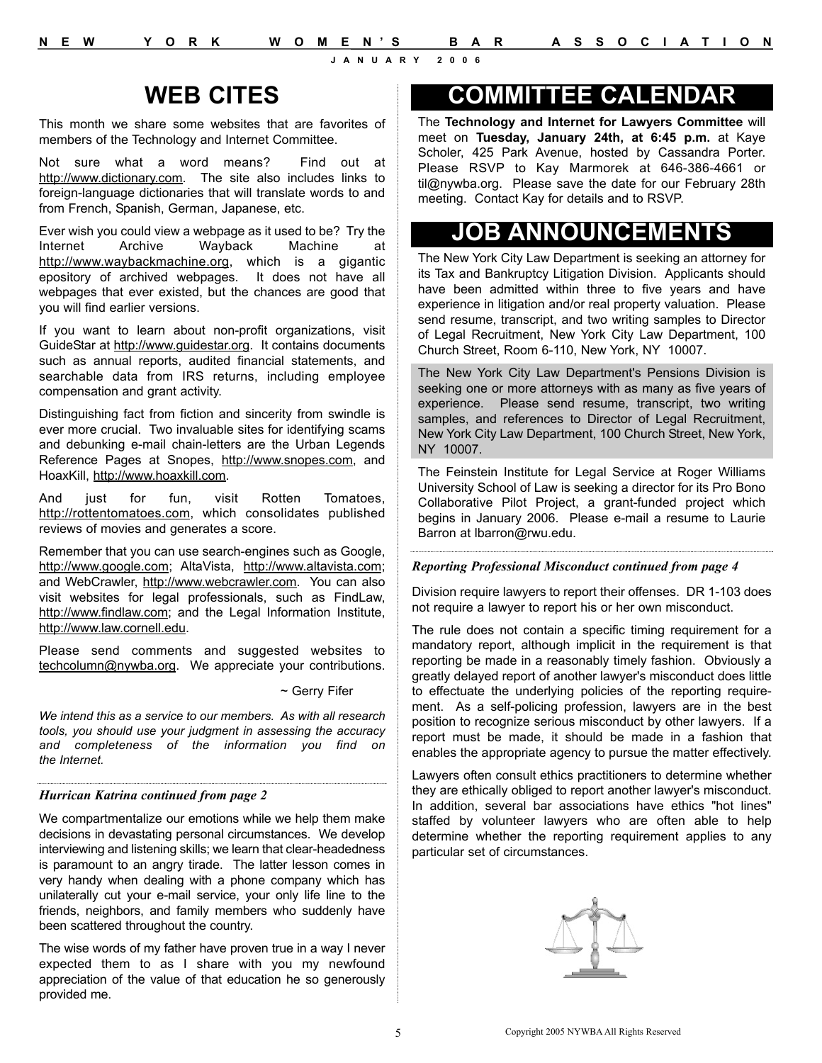# WEB CITES

This month we share some websites that are favorites of members of the Technology and Internet Committee.

Not sure what a word means? Find out at http://www.dictionary.com. The site also includes links to foreign-language dictionaries that will translate words to and from French, Spanish, German, Japanese, etc.

Ever wish you could view a webpage as it used to be? Try the Internet Archive Wayback Machine at http://www.waybackmachine.org, which is a gigantic epository of archived webpages. It does not have all webpages that ever existed, but the chances are good that you will find earlier versions.

If you want to learn about non-profit organizations, visit GuideStar at http://www.guidestar.org. It contains documents such as annual reports, audited financial statements, and searchable data from IRS returns, including employee compensation and grant activity.

Distinguishing fact from fiction and sincerity from swindle is ever more crucial. Two invaluable sites for identifying scams and debunking e-mail chain-letters are the Urban Legends Reference Pages at Snopes, http://www.snopes.com, and HoaxKill, http://www.hoaxkill.com.

And just for fun, visit Rotten Tomatoes, http://rottentomatoes.com, which consolidates published reviews of movies and generates a score.

Remember that you can use search-engines such as Google, http://www.google.com; AltaVista, http://www.altavista.com; and WebCrawler, http://www.webcrawler.com. You can also visit websites for legal professionals, such as FindLaw, http://www.findlaw.com; and the Legal Information Institute, http://www.law.cornell.edu.

Please send comments and suggested websites to techcolumn@nywba.org. We appreciate your contributions.

~ Gerry Fifer

*We intend this as a service to our members. As with all research tools, you should use your judgment in assessing the accuracy and completeness of the information you find on the Internet.*

***Hurrican Katrina continued from page 2***

We compartmentalize our emotions while we help them make decisions in devastating personal circumstances. We develop interviewing and listening skills; we learn that clear-headedness is paramount to an angry tirade. The latter lesson comes in very handy when dealing with a phone company which has unilaterally cut your e-mail service, your only life line to the friends, neighbors, and family members who suddenly have been scattered throughout the country.

The wise words of my father have proven true in a way I never expected them to as I share with you my newfound appreciation of the value of that education he so generously provided me.

# COMMITTEE CALENDAR

The **Technology and Internet for Lawyers Committee** will meet on **Tuesday, January 24th, at 6:45 p.m.** at Kaye Scholer, 425 Park Avenue, hosted by Cassandra Porter. Please RSVP to Kay Marmorek at 646-386-4661 or til@nywba.org. Please save the date for our February 28th meeting. Contact Kay for details and to RSVP.

# JOB ANNOUNCEMENTS

The New York City Law Department is seeking an attorney for its Tax and Bankruptcy Litigation Division. Applicants should have been admitted within three to five years and have experience in litigation and/or real property valuation. Please send resume, transcript, and two writing samples to Director of Legal Recruitment, New York City Law Department, 100 Church Street, Room 6-110, New York, NY 10007.

The New York City Law Department's Pensions Division is seeking one or more attorneys with as many as five years of experience. Please send resume, transcript, two writing samples, and references to Director of Legal Recruitment, New York City Law Department, 100 Church Street, New York, NY 10007.

The Feinstein Institute for Legal Service at Roger Williams University School of Law is seeking a director for its Pro Bono Collaborative Pilot Project, a grant-funded project which begins in January 2006. Please e-mail a resume to Laurie Barron at lbarron@rwu.edu.

***Reporting Professional Misconduct continued from page 4***

Division require lawyers to report their offenses. DR 1-103 does not require a lawyer to report his or her own misconduct.

The rule does not contain a specific timing requirement for a mandatory report, although implicit in the requirement is that reporting be made in a reasonably timely fashion. Obviously a greatly delayed report of another lawyer's misconduct does little to effectuate the underlying policies of the reporting requirement. As a self-policing profession, lawyers are in the best position to recognize serious misconduct by other lawyers. If a report must be made, it should be made in a fashion that enables the appropriate agency to pursue the matter effectively.

Lawyers often consult ethics practitioners to determine whether they are ethically obliged to report another lawyer's misconduct. In addition, several bar associations have ethics "hot lines" staffed by volunteer lawyers who are often able to help determine whether the reporting requirement applies to any particular set of circumstances.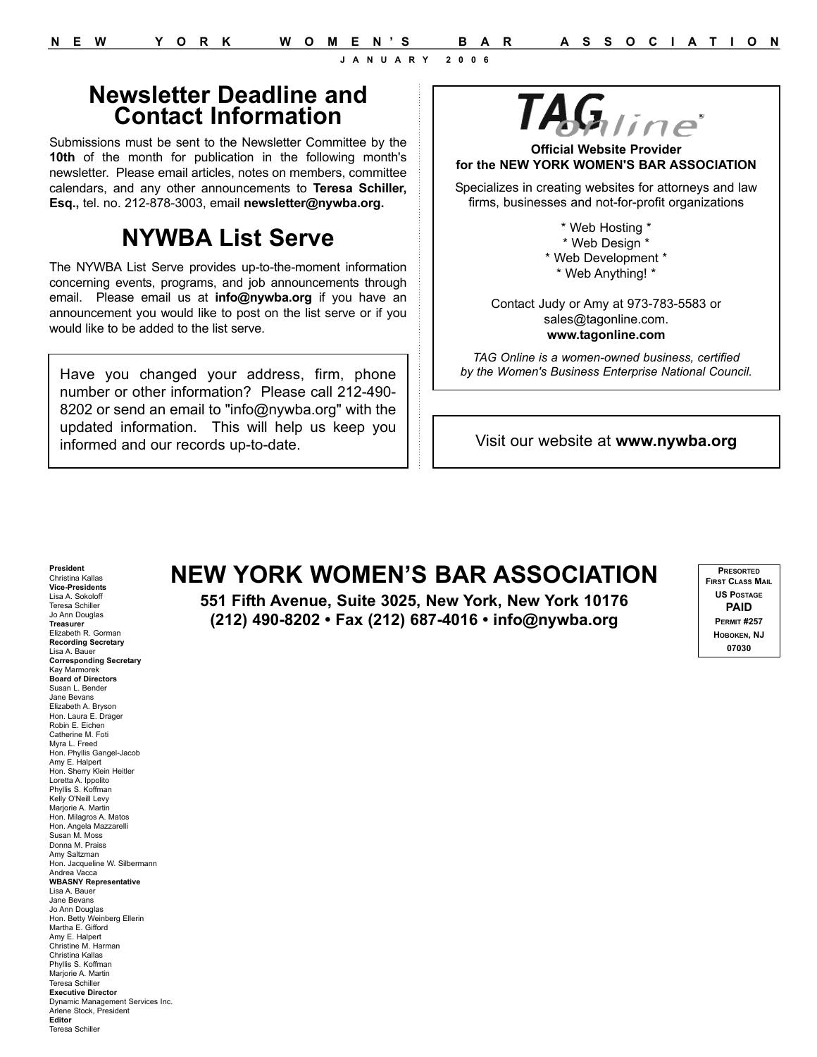## Newsletter Deadline and Contact Information

Submissions must be sent to the Newsletter Committee by the **10th** of the month for publication in the following month's newsletter. Please email articles, notes on members, committee calendars, and any other announcements to **Teresa Schiller, Esq.,** tel. no. 212-878-3003, email **newsletter@nywba.org.**

## NYWBA List Serve

The NYWBA List Serve provides up-to-the-moment information concerning events, programs, and job announcements through email. Please email us at **info@nywba.org** if you have an announcement you would like to post on the list serve or if you would like to be added to the list serve.

Have you changed your address, firm, phone number or other information? Please call 212-490-8202 or send an email to "info@nywba.org" with the updated information. This will help us keep you informed and our records up-to-date.

**TAG online**

**Official Website Provider for the NEW YORK WOMEN'S BAR ASSOCIATION**

Specializes in creating websites for attorneys and law firms, businesses and not-for-profit organizations

* Web Hosting *
* Web Design *
* Web Development *
* Web Anything! *

Contact Judy or Amy at 973-783-5583 or sales@tagonline.com.
**www.tagonline.com**

*TAG Online is a women-owned business, certified by the Women's Business Enterprise National Council.*

Visit our website at **www.nywba.org**

**President**
Christina Kallas
**Vice-Presidents**
Lisa A. Sokoloff
Teresa Schiller
Jo Ann Douglas
**Treasurer**
Elizabeth R. Gorman
**Recording Secretary**
Lisa A. Bauer
**Corresponding Secretary**
Kay Marmorek
**Board of Directors**
Susan L. Bender
Jane Bevans
Elizabeth A. Bryson
Hon. Laura E. Drager
Robin E. Eichen
Catherine M. Foti
Myra L. Freed
Hon. Phyllis Gangel-Jacob
Amy E. Halpert
Hon. Sherry Klein Heitler
Loretta A. Ippolito
Phyllis S. Koffman
Kelly O'Neill Levy
Marjorie A. Martin
Hon. Milagros A. Matos
Hon. Angela Mazzarelli
Susan M. Moss
Donna M. Praiss
Amy Saltzman
Hon. Jacqueline W. Silbermann
Andrea Vacca
**WBASNY Representative**
Lisa A. Bauer
Jane Bevans
Jo Ann Douglas
Hon. Betty Weinberg Ellerin
Martha E. Gifford
Amy E. Halpert
Christine M. Harman
Christina Kallas
Phyllis S. Koffman
Marjorie A. Martin
Teresa Schiller
**Executive Director**
Dynamic Management Services Inc.
Arlene Stock, President
**Editor**
Teresa Schiller

## NEW YORK WOMEN'S BAR ASSOCIATION

**551 Fifth Avenue, Suite 3025, New York, New York 10176**
**(212) 490-8202 • Fax (212) 687-4016 • info@nywba.org**

PRESORTED
FIRST CLASS MAIL
US POSTAGE
**PAID**
PERMIT #257
HOBOKEN, NJ
07030